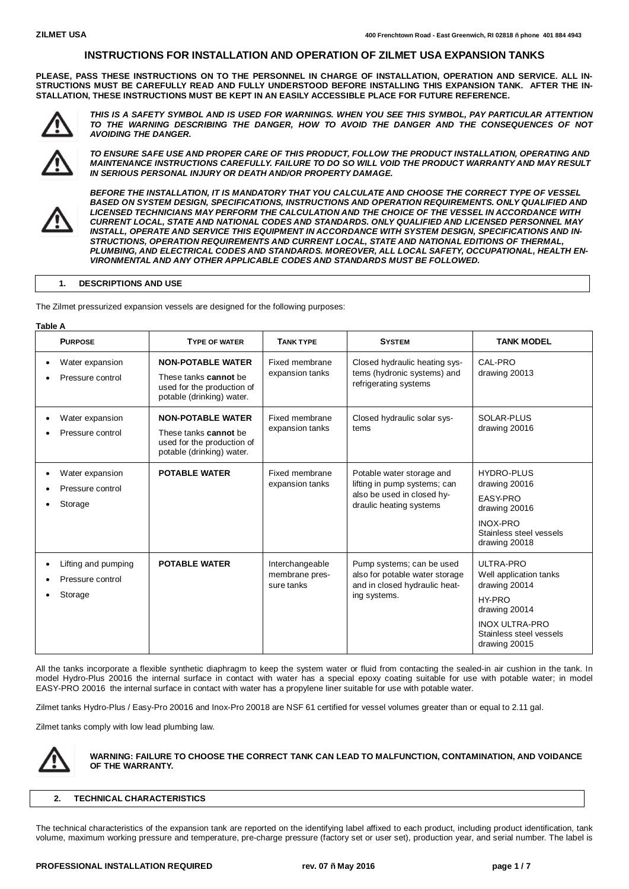# INSTRUCTIONS FOR INSTALLATION AND OPERATION OF ZILMET USA EXPANSION TANKS

**PLEASE, PASS THESE INSTRUCTIONS ON TO THE PERSONNEL IN CHARGE OF INSTALLATION, OPERATION AND SERVICE. ALL INSTRUCTIONS MUST BE CAREFULLY READ AND FULLY UNDERSTOOD BEFORE INSTALLING THIS EXPANSION TANK. AFTER THE INSTALLATION, THESE INSTRUCTIONS MUST BE KEPT IN AN EASILY ACCESSIBLE PLACE FOR FUTURE REFERENCE.**

⚠ ***THIS IS A SAFETY SYMBOL AND IS USED FOR WARNINGS. WHEN YOU SEE THIS SYMBOL, PAY PARTICULAR ATTENTION TO THE WARNING DESCRIBING THE DANGER, HOW TO AVOID THE DANGER AND THE CONSEQUENCES OF NOT AVOIDING THE DANGER.***

⚠ ***TO ENSURE SAFE USE AND PROPER CARE OF THIS PRODUCT, FOLLOW THE PRODUCT INSTALLATION, OPERATING AND MAINTENANCE INSTRUCTIONS CAREFULLY. FAILURE TO DO SO WILL VOID THE PRODUCT WARRANTY AND MAY RESULT IN SERIOUS PERSONAL INJURY OR DEATH AND/OR PROPERTY DAMAGE.***

⚠ ***BEFORE THE INSTALLATION, IT IS MANDATORY THAT YOU CALCULATE AND CHOOSE THE CORRECT TYPE OF VESSEL BASED ON SYSTEM DESIGN, SPECIFICATIONS, INSTRUCTIONS AND OPERATION REQUIREMENTS. ONLY QUALIFIED AND LICENSED TECHNICIANS MAY PERFORM THE CALCULATION AND THE CHOICE OF THE VESSEL IN ACCORDANCE WITH CURRENT LOCAL, STATE AND NATIONAL CODES AND STANDARDS. ONLY QUALIFIED AND LICENSED PERSONNEL MAY INSTALL, OPERATE AND SERVICE THIS EQUIPMENT IN ACCORDANCE WITH SYSTEM DESIGN, SPECIFICATIONS AND INSTRUCTIONS, OPERATION REQUIREMENTS AND CURRENT LOCAL, STATE AND NATIONAL EDITIONS OF THERMAL, PLUMBING, AND ELECTRICAL CODES AND STANDARDS. MOREOVER, ALL LOCAL SAFETY, OCCUPATIONAL, HEALTH ENVIRONMENTAL AND ANY OTHER APPLICABLE CODES AND STANDARDS MUST BE FOLLOWED.***

## 1. DESCRIPTIONS AND USE

The Zilmet pressurized expansion vessels are designed for the following purposes:

**Table A**

| PURPOSE | TYPE OF WATER | TANK TYPE | SYSTEM | TANK MODEL |
|---|---|---|---|---|
| • Water expansion<br>• Pressure control | **NON-POTABLE WATER**<br>These tanks **cannot** be used for the production of potable (drinking) water. | Fixed membrane expansion tanks | Closed hydraulic heating systems (hydronic systems) and refrigerating systems | CAL-PRO<br>drawing 20013 |
| • Water expansion<br>• Pressure control | **NON-POTABLE WATER**<br>These tanks **cannot** be used for the production of potable (drinking) water. | Fixed membrane expansion tanks | Closed hydraulic solar systems | SOLAR-PLUS<br>drawing 20016 |
| • Water expansion<br>• Pressure control<br>• Storage | **POTABLE WATER** | Fixed membrane expansion tanks | Potable water storage and lifting in pump systems; can also be used in closed hydraulic heating systems | HYDRO-PLUS<br>drawing 20016<br>EASY-PRO<br>drawing 20016<br>INOX-PRO<br>Stainless steel vessels<br>drawing 20018 |
| • Lifting and pumping<br>• Pressure control<br>• Storage | **POTABLE WATER** | Interchangeable membrane pressure tanks | Pump systems; can be used also for potable water storage and in closed hydraulic heating systems. | ULTRA-PRO<br>Well application tanks<br>drawing 20014<br>HY-PRO<br>drawing 20014<br>INOX ULTRA-PRO<br>Stainless steel vessels<br>drawing 20015 |

All the tanks incorporate a flexible synthetic diaphragm to keep the system water or fluid from contacting the sealed-in air cushion in the tank. In model Hydro-Plus 20016 the internal surface in contact with water has a special epoxy coating suitable for use with potable water; in model EASY-PRO 20016 the internal surface in contact with water has a propylene liner suitable for use with potable water.

Zilmet tanks Hydro-Plus / Easy-Pro 20016 and Inox-Pro 20018 are NSF 61 certified for vessel volumes greater than or equal to 2.11 gal.

Zilmet tanks comply with low lead plumbing law.

⚠ **WARNING: FAILURE TO CHOOSE THE CORRECT TANK CAN LEAD TO MALFUNCTION, CONTAMINATION, AND VOIDANCE OF THE WARRANTY.**

## 2. TECHNICAL CHARACTERISTICS

The technical characteristics of the expansion tank are reported on the identifying label affixed to each product, including product identification, tank volume, maximum working pressure and temperature, pre-charge pressure (factory set or user set), production year, and serial number. The label is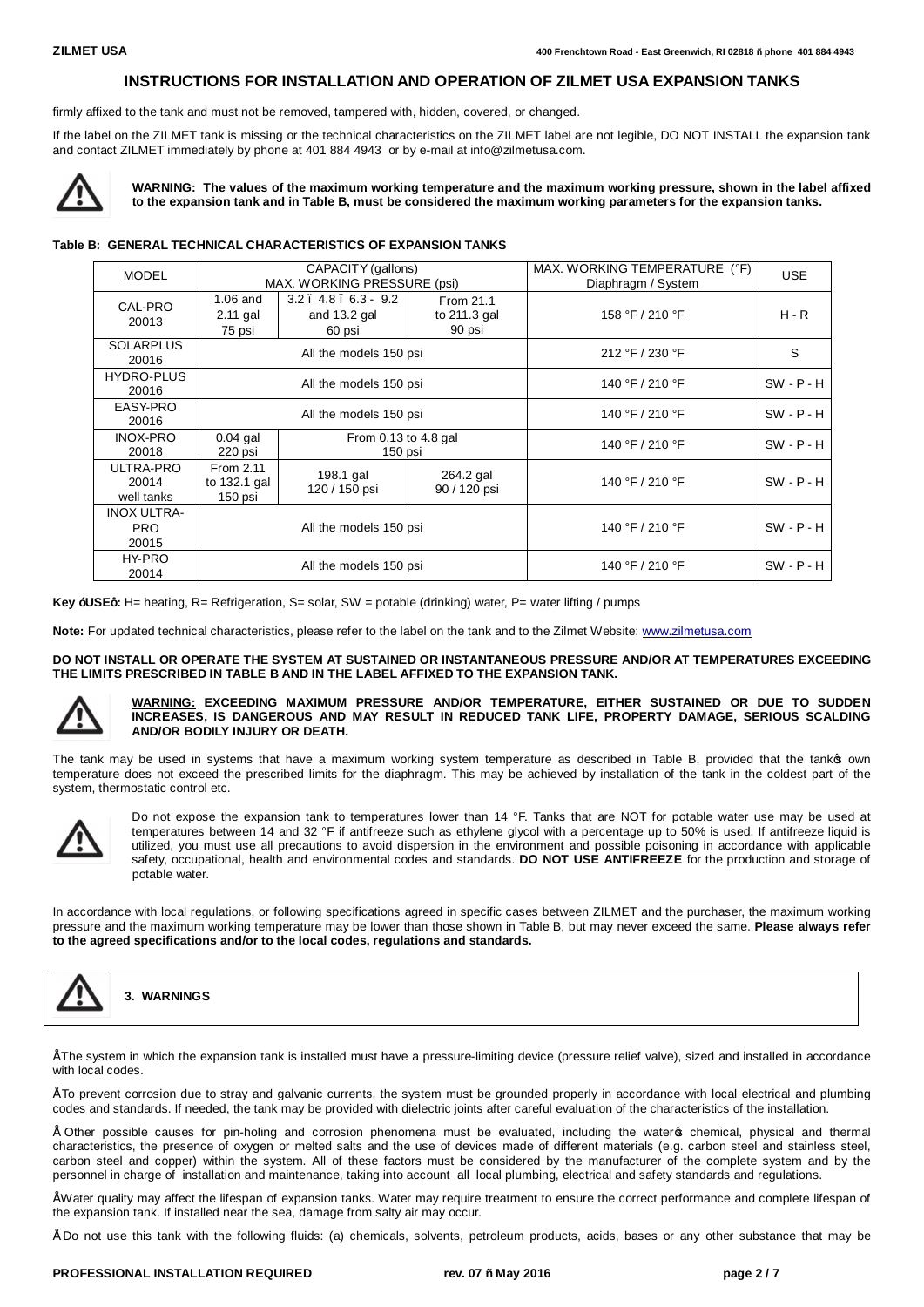firmly affixed to the tank and must not be removed, tampered with, hidden, covered, or changed.

If the label on the ZILMET tank is missing or the technical characteristics on the ZILMET label are not legible, DO NOT INSTALL the expansion tank and contact ZILMET immediately by phone at 401 884 4943 or by e-mail at info@zilmetusa.com.

**WARNING: The values of the maximum working temperature and the maximum working pressure, shown in the label affixed to the expansion tank and in Table B, must be considered the maximum working parameters for the expansion tanks.**

**Table B: GENERAL TECHNICAL CHARACTERISTICS OF EXPANSION TANKS**

| MODEL | CAPACITY (gallons) MAX. WORKING PRESSURE (psi) | | | MAX. WORKING TEMPERATURE (°F) Diaphragm / System | USE |
|---|---|---|---|---|---|
| CAL-PRO 20013 | 1.06 and 2.11 gal 75 psi | 3.2 – 4.8 – 6.3 - 9.2 and 13.2 gal 60 psi | From 21.1 to 211.3 gal 90 psi | 158 °F / 210 °F | H - R |
| SOLARPLUS 20016 | All the models 150 psi | | | 212 °F / 230 °F | S |
| HYDRO-PLUS 20016 | All the models 150 psi | | | 140 °F / 210 °F | SW - P - H |
| EASY-PRO 20016 | All the models 150 psi | | | 140 °F / 210 °F | SW - P - H |
| INOX-PRO 20018 | 0.04 gal 220 psi | From 0.13 to 4.8 gal 150 psi | | 140 °F / 210 °F | SW - P - H |
| ULTRA-PRO 20014 well tanks | From 2.11 to 132.1 gal 150 psi | 198.1 gal 120 / 150 psi | 264.2 gal 90 / 120 psi | 140 °F / 210 °F | SW - P - H |
| INOX ULTRA-PRO 20015 | All the models 150 psi | | | 140 °F / 210 °F | SW - P - H |
| HY-PRO 20014 | All the models 150 psi | | | 140 °F / 210 °F | SW - P - H |

**Key "USE":** H= heating, R= Refrigeration, S= solar, SW = potable (drinking) water, P= water lifting / pumps

**Note:** For updated technical characteristics, please refer to the label on the tank and to the Zilmet Website: www.zilmetusa.com

**DO NOT INSTALL OR OPERATE THE SYSTEM AT SUSTAINED OR INSTANTANEOUS PRESSURE AND/OR AT TEMPERATURES EXCEEDING THE LIMITS PRESCRIBED IN TABLE B AND IN THE LABEL AFFIXED TO THE EXPANSION TANK.**

**WARNING: EXCEEDING MAXIMUM PRESSURE AND/OR TEMPERATURE, EITHER SUSTAINED OR DUE TO SUDDEN INCREASES, IS DANGEROUS AND MAY RESULT IN REDUCED TANK LIFE, PROPERTY DAMAGE, SERIOUS SCALDING AND/OR BODILY INJURY OR DEATH.**

The tank may be used in systems that have a maximum working system temperature as described in Table B, provided that the tank's own temperature does not exceed the prescribed limits for the diaphragm. This may be achieved by installation of the tank in the coldest part of the system, thermostatic control etc.

Do not expose the expansion tank to temperatures lower than 14 °F. Tanks that are NOT for potable water use may be used at temperatures between 14 and 32 °F if antifreeze such as ethylene glycol with a percentage up to 50% is used. If antifreeze liquid is utilized, you must use all precautions to avoid dispersion in the environment and possible poisoning in accordance with applicable safety, occupational, health and environmental codes and standards. **DO NOT USE ANTIFREEZE** for the production and storage of potable water.

In accordance with local regulations, or following specifications agreed in specific cases between ZILMET and the purchaser, the maximum working pressure and the maximum working temperature may be lower than those shown in Table B, but may never exceed the same. **Please always refer to the agreed specifications and/or to the local codes, regulations and standards.**

## 3. WARNINGS

- The system in which the expansion tank is installed must have a pressure-limiting device (pressure relief valve), sized and installed in accordance with local codes.
- To prevent corrosion due to stray and galvanic currents, the system must be grounded properly in accordance with local electrical and plumbing codes and standards. If needed, the tank may be provided with dielectric joints after careful evaluation of the characteristics of the installation.
- Other possible causes for pin-holing and corrosion phenomena must be evaluated, including the water's chemical, physical and thermal characteristics, the presence of oxygen or melted salts and the use of devices made of different materials (e.g. carbon steel and stainless steel, carbon steel and copper) within the system. All of these factors must be considered by the manufacturer of the complete system and by the personnel in charge of installation and maintenance, taking into account all local plumbing, electrical and safety standards and regulations.
- Water quality may affect the lifespan of expansion tanks. Water may require treatment to ensure the correct performance and complete lifespan of the expansion tank. If installed near the sea, damage from salty air may occur.
- Do not use this tank with the following fluids: (a) chemicals, solvents, petroleum products, acids, bases or any other substance that may be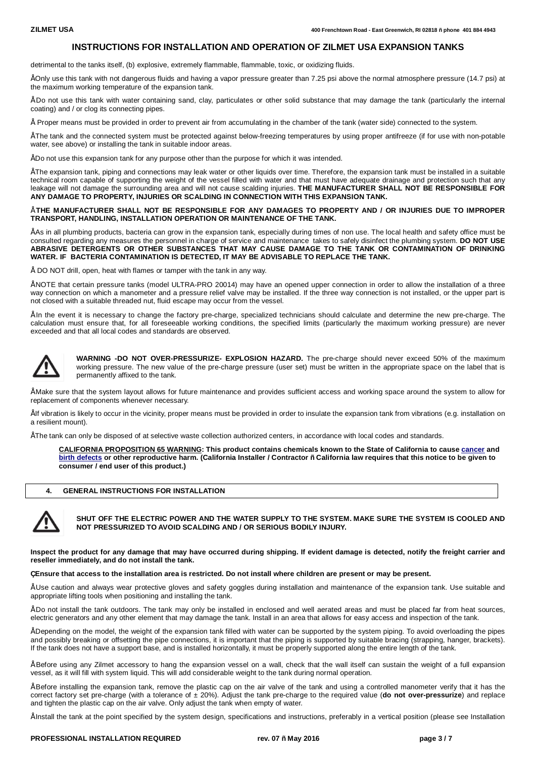# INSTRUCTIONS FOR INSTALLATION AND OPERATION OF ZILMET USA EXPANSION TANKS

detrimental to the tanks itself, (b) explosive, extremely flammable, flammable, toxic, or oxidizing fluids.

- Only use this tank with not dangerous fluids and having a vapor pressure greater than 7.25 psi above the normal atmosphere pressure (14.7 psi) at the maximum working temperature of the expansion tank.
- Do not use this tank with water containing sand, clay, particulates or other solid substance that may damage the tank (particularly the internal coating) and / or clog its connecting pipes.
- Proper means must be provided in order to prevent air from accumulating in the chamber of the tank (water side) connected to the system.
- The tank and the connected system must be protected against below-freezing temperatures by using proper antifreeze (if for use with non-potable water, see above) or installing the tank in suitable indoor areas.
- Do not use this expansion tank for any purpose other than the purpose for which it was intended.
- The expansion tank, piping and connections may leak water or other liquids over time. Therefore, the expansion tank must be installed in a suitable technical room capable of supporting the weight of the vessel filled with water and that must have adequate drainage and protection such that any leakage will not damage the surrounding area and will not cause scalding injuries. **THE MANUFACTURER SHALL NOT BE RESPONSIBLE FOR ANY DAMAGE TO PROPERTY, INJURIES OR SCALDING IN CONNECTION WITH THIS EXPANSION TANK.**
- **THE MANUFACTURER SHALL NOT BE RESPONSIBLE FOR ANY DAMAGES TO PROPERTY AND / OR INJURIES DUE TO IMPROPER TRANSPORT, HANDLING, INSTALLATION OPERATION OR MAINTENANCE OF THE TANK.**
- As in all plumbing products, bacteria can grow in the expansion tank, especially during times of non use. The local health and safety office must be consulted regarding any measures the personnel in charge of service and maintenance takes to safely disinfect the plumbing system. **DO NOT USE ABRASIVE DETERGENTS OR OTHER SUBSTANCES THAT MAY CAUSE DAMAGE TO THE TANK OR CONTAMINATION OF DRINKING WATER. IF BACTERIA CONTAMINATION IS DETECTED, IT MAY BE ADVISABLE TO REPLACE THE TANK.**
- DO NOT drill, open, heat with flames or tamper with the tank in any way.
- NOTE that certain pressure tanks (model ULTRA-PRO 20014) may have an opened upper connection in order to allow the installation of a three way connection on which a manometer and a pressure relief valve may be installed. If the three way connection is not installed, or the upper part is not closed with a suitable threaded nut, fluid escape may occur from the vessel.
- In the event it is necessary to change the factory pre-charge, specialized technicians should calculate and determine the new pre-charge. The calculation must ensure that, for all foreseeable working conditions, the specified limits (particularly the maximum working pressure) are never exceeded and that all local codes and standards are observed.

**WARNING -DO NOT OVER-PRESSURIZE- EXPLOSION HAZARD.** The pre-charge should never exceed 50% of the maximum working pressure. The new value of the pre-charge pressure (user set) must be written in the appropriate space on the label that is permanently affixed to the tank.

- Make sure that the system layout allows for future maintenance and provides sufficient access and working space around the system to allow for replacement of components whenever necessary.
- If vibration is likely to occur in the vicinity, proper means must be provided in order to insulate the expansion tank from vibrations (e.g. installation on a resilient mount).
- The tank can only be disposed of at selective waste collection authorized centers, in accordance with local codes and standards.

**CALIFORNIA PROPOSITION 65 WARNING: This product contains chemicals known to the State of California to cause cancer and birth defects or other reproductive harm. (California Installer / Contractor – California law requires that this notice to be given to consumer / end user of this product.)**

## 4. GENERAL INSTRUCTIONS FOR INSTALLATION

**SHUT OFF THE ELECTRIC POWER AND THE WATER SUPPLY TO THE SYSTEM. MAKE SURE THE SYSTEM IS COOLED AND NOT PRESSURIZED TO AVOID SCALDING AND / OR SERIOUS BODILY INJURY.**

**Inspect the product for any damage that may have occurred during shipping. If evident damage is detected, notify the freight carrier and reseller immediately, and do not install the tank.**

- **Ensure that access to the installation area is restricted. Do not install where children are present or may be present.**
- Use caution and always wear protective gloves and safety goggles during installation and maintenance of the expansion tank. Use suitable and appropriate lifting tools when positioning and installing the tank.
- Do not install the tank outdoors. The tank may only be installed in enclosed and well aerated areas and must be placed far from heat sources, electric generators and any other element that may damage the tank. Install in an area that allows for easy access and inspection of the tank.
- Depending on the model, the weight of the expansion tank filled with water can be supported by the system piping. To avoid overloading the pipes and possibly breaking or offsetting the pipe connections, it is important that the piping is supported by suitable bracing (strapping, hanger, brackets). If the tank does not have a support base, and is installed horizontally, it must be properly supported along the entire length of the tank.
- Before using any Zilmet accessory to hang the expansion vessel on a wall, check that the wall itself can sustain the weight of a full expansion vessel, as it will fill with system liquid. This will add considerable weight to the tank during normal operation.
- Before installing the expansion tank, remove the plastic cap on the air valve of the tank and using a controlled manometer verify that it has the correct factory set pre-charge (with a tolerance of ± 20%). Adjust the tank pre-charge to the required value (**do not over-pressurize**) and replace and tighten the plastic cap on the air valve. Only adjust the tank when empty of water.
- Install the tank at the point specified by the system design, specifications and instructions, preferably in a vertical position (please see Installation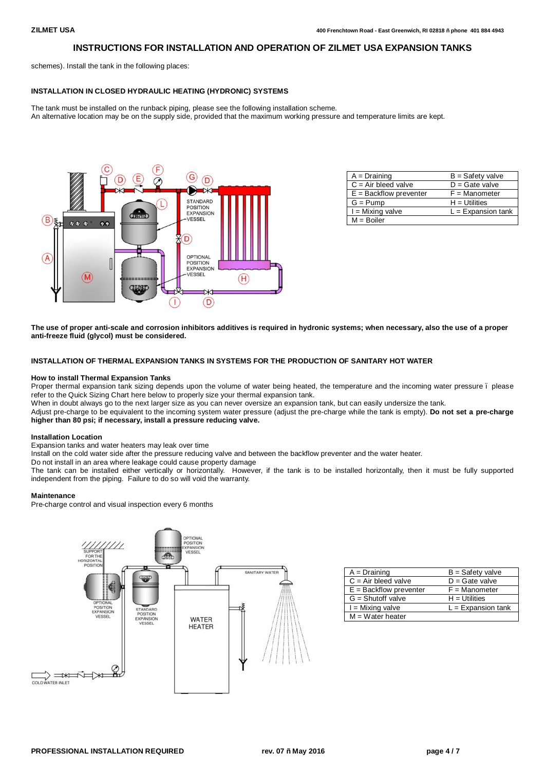schemes). Install the tank in the following places:

## INSTALLATION IN CLOSED HYDRAULIC HEATING (HYDRONIC) SYSTEMS

The tank must be installed on the runback piping, please see the following installation scheme.
An alternative location may be on the supply side, provided that the maximum working pressure and temperature limits are kept.

| A = Draining | B = Safety valve |
|---|---|
| C = Air bleed valve | D = Gate valve |
| E = Backflow preventer | F = Manometer |
| G = Pump | H = Utilities |
| I = Mixing valve | L = Expansion tank |
| M = Boiler | |

**The use of proper anti-scale and corrosion inhibitors additives is required in hydronic systems; when necessary, also the use of a proper anti-freeze fluid (glycol) must be considered.**

## INSTALLATION OF THERMAL EXPANSION TANKS IN SYSTEMS FOR THE PRODUCTION OF SANITARY HOT WATER

### How to install Thermal Expansion Tanks

Proper thermal expansion tank sizing depends upon the volume of water being heated, the temperature and the incoming water pressure – please refer to the Quick Sizing Chart here below to properly size your thermal expansion tank.
When in doubt always go to the next larger size as you can never oversize an expansion tank, but can easily undersize the tank.
Adjust pre-charge to be equivalent to the incoming system water pressure (adjust the pre-charge while the tank is empty). **Do not set a pre-charge higher than 80 psi; if necessary, install a pressure reducing valve.**

### Installation Location

Expansion tanks and water heaters may leak over time
Install on the cold water side after the pressure reducing valve and between the backflow preventer and the water heater.
Do not install in an area where leakage could cause property damage
The tank can be installed either vertically or horizontally. However, if the tank is to be installed horizontally, then it must be fully supported independent from the piping. Failure to do so will void the warranty.

### Maintenance

Pre-charge control and visual inspection every 6 months

| A = Draining | B = Safety valve |
|---|---|
| C = Air bleed valve | D = Gate valve |
| E = Backflow preventer | F = Manometer |
| G = Shutoff valve | H = Utilities |
| I = Mixing valve | L = Expansion tank |
| M = Water heater | |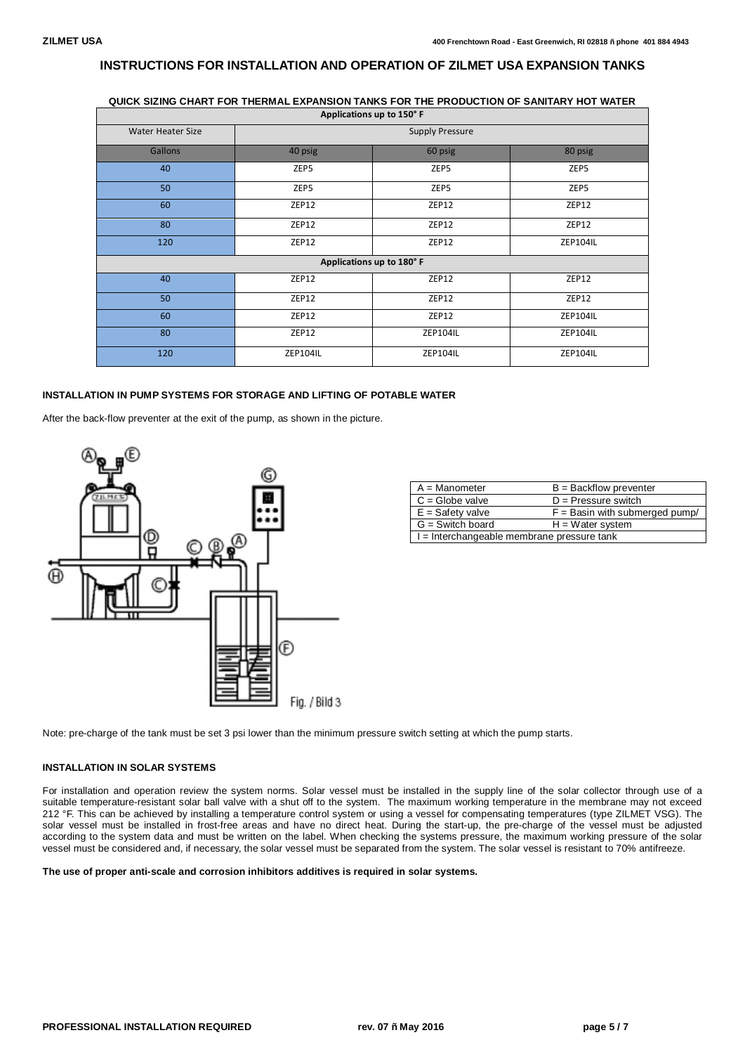# INSTRUCTIONS FOR INSTALLATION AND OPERATION OF ZILMET USA EXPANSION TANKS

**QUICK SIZING CHART FOR THERMAL EXPANSION TANKS FOR THE PRODUCTION OF SANITARY HOT WATER**

| Applications up to 150° F | | | |
|---|---|---|---|
| Water Heater Size | Supply Pressure | | |
| Gallons | 40 psig | 60 psig | 80 psig |
| 40 | ZEP5 | ZEP5 | ZEP5 |
| 50 | ZEP5 | ZEP5 | ZEP5 |
| 60 | ZEP12 | ZEP12 | ZEP12 |
| 80 | ZEP12 | ZEP12 | ZEP12 |
| 120 | ZEP12 | ZEP12 | ZEP104IL |
| **Applications up to 180° F** | | | |
| 40 | ZEP12 | ZEP12 | ZEP12 |
| 50 | ZEP12 | ZEP12 | ZEP12 |
| 60 | ZEP12 | ZEP12 | ZEP104IL |
| 80 | ZEP12 | ZEP104IL | ZEP104IL |
| 120 | ZEP104IL | ZEP104IL | ZEP104IL |

## INSTALLATION IN PUMP SYSTEMS FOR STORAGE AND LIFTING OF POTABLE WATER

After the back-flow preventer at the exit of the pump, as shown in the picture.

Fig. / Bild 3

| A = Manometer | B = Backflow preventer |
|---|---|
| C = Globe valve | D = Pressure switch |
| E = Safety valve | F = Basin with submerged pump/ |
| G = Switch board | H = Water system |
| I = Interchangeable membrane pressure tank | |

Note: pre-charge of the tank must be set 3 psi lower than the minimum pressure switch setting at which the pump starts.

## INSTALLATION IN SOLAR SYSTEMS

For installation and operation review the system norms. Solar vessel must be installed in the supply line of the solar collector through use of a suitable temperature-resistant solar ball valve with a shut off to the system. The maximum working temperature in the membrane may not exceed 212 °F. This can be achieved by installing a temperature control system or using a vessel for compensating temperatures (type ZILMET VSG). The solar vessel must be installed in frost-free areas and have no direct heat. During the start-up, the pre-charge of the vessel must be adjusted according to the system data and must be written on the label. When checking the systems pressure, the maximum working pressure of the solar vessel must be considered and, if necessary, the solar vessel must be separated from the system. The solar vessel is resistant to 70% antifreeze.

**The use of proper anti-scale and corrosion inhibitors additives is required in solar systems.**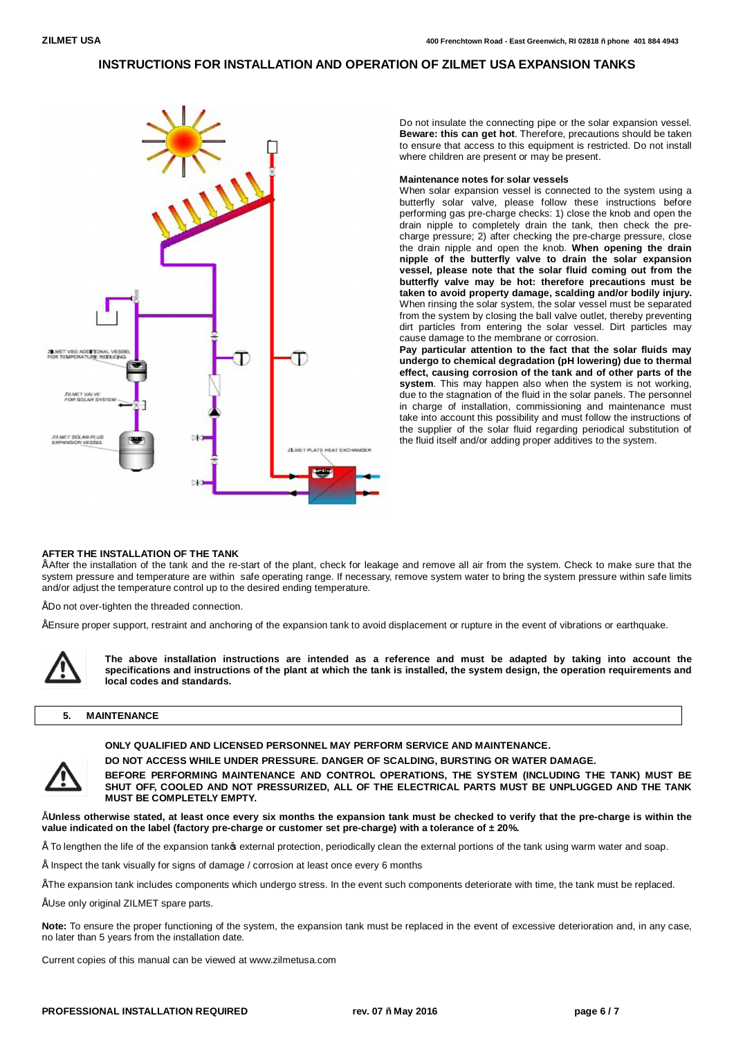Do not insulate the connecting pipe or the solar expansion vessel. **Beware: this can get hot**. Therefore, precautions should be taken to ensure that access to this equipment is restricted. Do not install where children are present or may be present.

**Maintenance notes for solar vessels**

When solar expansion vessel is connected to the system using a butterfly solar valve, please follow these instructions before performing gas pre-charge checks: 1) close the knob and open the drain nipple to completely drain the tank, then check the pre-charge pressure; 2) after checking the pre-charge pressure, close the drain nipple and open the knob. **When opening the drain nipple of the butterfly valve to drain the solar expansion vessel, please note that the solar fluid coming out from the butterfly valve may be hot: therefore precautions must be taken to avoid property damage, scalding and/or bodily injury.** When rinsing the solar system, the solar vessel must be separated from the system by closing the ball valve outlet, thereby preventing dirt particles from entering the solar vessel. Dirt particles may cause damage to the membrane or corrosion.

**Pay particular attention to the fact that the solar fluids may undergo to chemical degradation (pH lowering) due to thermal effect, causing corrosion of the tank and of other parts of the system**. This may happen also when the system is not working, due to the stagnation of the fluid in the solar panels. The personnel in charge of installation, commissioning and maintenance must take into account this possibility and must follow the instructions of the supplier of the solar fluid regarding periodical substitution of the fluid itself and/or adding proper additives to the system.

**AFTER THE INSTALLATION OF THE TANK**

• After the installation of the tank and the re-start of the plant, check for leakage and remove all air from the system. Check to make sure that the system pressure and temperature are within safe operating range. If necessary, remove system water to bring the system pressure within safe limits and/or adjust the temperature control up to the desired ending temperature.

• Do not over-tighten the threaded connection.

• Ensure proper support, restraint and anchoring of the expansion tank to avoid displacement or rupture in the event of vibrations or earthquake.

**The above installation instructions are intended as a reference and must be adapted by taking into account the specifications and instructions of the plant at which the tank is installed, the system design, the operation requirements and local codes and standards.**

## 5. MAINTENANCE

**ONLY QUALIFIED AND LICENSED PERSONNEL MAY PERFORM SERVICE AND MAINTENANCE.**

**DO NOT ACCESS WHILE UNDER PRESSURE. DANGER OF SCALDING, BURSTING OR WATER DAMAGE.**

**BEFORE PERFORMING MAINTENANCE AND CONTROL OPERATIONS, THE SYSTEM (INCLUDING THE TANK) MUST BE SHUT OFF, COOLED AND NOT PRESSURIZED, ALL OF THE ELECTRICAL PARTS MUST BE UNPLUGGED AND THE TANK MUST BE COMPLETELY EMPTY.**

• **Unless otherwise stated, at least once every six months the expansion tank must be checked to verify that the pre-charge is within the value indicated on the label (factory pre-charge or customer set pre-charge) with a tolerance of ± 20%.**

• To lengthen the life of the expansion tank's external protection, periodically clean the external portions of the tank using warm water and soap.

• Inspect the tank visually for signs of damage / corrosion at least once every 6 months

• The expansion tank includes components which undergo stress. In the event such components deteriorate with time, the tank must be replaced.

• Use only original ZILMET spare parts.

**Note:** To ensure the proper functioning of the system, the expansion tank must be replaced in the event of excessive deterioration and, in any case, no later than 5 years from the installation date.

Current copies of this manual can be viewed at www.zilmetusa.com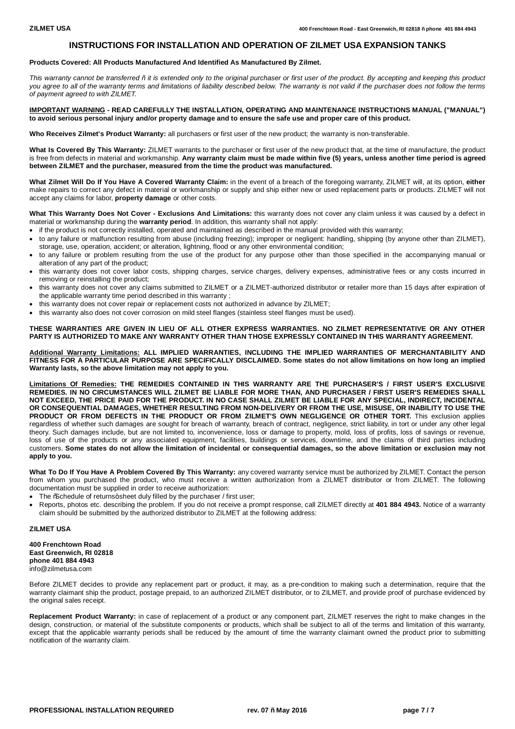# INSTRUCTIONS FOR INSTALLATION AND OPERATION OF ZILMET USA EXPANSION TANKS

**Products Covered: All Products Manufactured And Identified As Manufactured By Zilmet.**

*This warranty cannot be transferred ñ it is extended only to the original purchaser or first user of the product. By accepting and keeping this product you agree to all of the warranty terms and limitations of liability described below. The warranty is not valid if the purchaser does not follow the terms of payment agreed to with ZILMET.*

**<u>IMPORTANT WARNING</u> - READ CAREFULLY THE INSTALLATION, OPERATING AND MAINTENANCE INSTRUCTIONS MANUAL ("MANUAL") to avoid serious personal injury and/or property damage and to ensure the safe use and proper care of this product.**

**Who Receives Zilmet's Product Warranty:** all purchasers or first user of the new product; the warranty is non-transferable.

**What Is Covered By This Warranty:** ZILMET warrants to the purchaser or first user of the new product that, at the time of manufacture, the product is free from defects in material and workmanship. **Any warranty claim must be made within five (5) years, unless another time period is agreed between ZILMET and the purchaser, measured from the time the product was manufactured.**

**What Zilmet Will Do If You Have A Covered Warranty Claim:** in the event of a breach of the foregoing warranty, ZILMET will, at its option, **either** make repairs to correct any defect in material or workmanship or supply and ship either new or used replacement parts or products. ZILMET will not accept any claims for labor, **property damage** or other costs.

**What This Warranty Does Not Cover - Exclusions And Limitations:** this warranty does not cover any claim unless it was caused by a defect in material or workmanship during the **warranty period**. In addition, this warranty shall not apply:

- if the product is not correctly installed, operated and maintained as described in the manual provided with this warranty;
- to any failure or malfunction resulting from abuse (including freezing); improper or negligent: handling, shipping (by anyone other than ZILMET), storage, use, operation, accident; or alteration, lightning, flood or any other environmental condition;
- to any failure or problem resulting from the use of the product for any purpose other than those specified in the accompanying manual or alteration of any part of the product;
- this warranty does not cover labor costs, shipping charges, service charges, delivery expenses, administrative fees or any costs incurred in removing or reinstalling the product;
- this warranty does not cover any claims submitted to ZILMET or a ZILMET-authorized distributor or retailer more than 15 days after expiration of the applicable warranty time period described in this warranty ;
- this warranty does not cover repair or replacement costs not authorized in advance by ZILMET;
- this warranty also does not cover corrosion on mild steel flanges (stainless steel flanges must be used).

**THESE WARRANTIES ARE GIVEN IN LIEU OF ALL OTHER EXPRESS WARRANTIES. NO ZILMET REPRESENTATIVE OR ANY OTHER PARTY IS AUTHORIZED TO MAKE ANY WARRANTY OTHER THAN THOSE EXPRESSLY CONTAINED IN THIS WARRANTY AGREEMENT.**

**<u>Additional Warranty Limitations:</u> ALL IMPLIED WARRANTIES, INCLUDING THE IMPLIED WARRANTIES OF MERCHANTABILITY AND FITNESS FOR A PARTICULAR PURPOSE ARE SPECIFICALLY DISCLAIMED. Some states do not allow limitations on how long an implied Warranty lasts, so the above limitation may not apply to you.**

**<u>Limitations Of Remedies:</u> THE REMEDIES CONTAINED IN THIS WARRANTY ARE THE PURCHASER'S / FIRST USER'S EXCLUSIVE REMEDIES. IN NO CIRCUMSTANCES WILL ZILMET BE LIABLE FOR MORE THAN, AND PURCHASER / FIRST USER'S REMEDIES SHALL NOT EXCEED, THE PRICE PAID FOR THE PRODUCT. IN NO CASE SHALL ZILMET BE LIABLE FOR ANY SPECIAL, INDIRECT, INCIDENTAL OR CONSEQUENTIAL DAMAGES, WHETHER RESULTING FROM NON-DELIVERY OR FROM THE USE, MISUSE, OR INABILITY TO USE THE PRODUCT OR FROM DEFECTS IN THE PRODUCT OR FROM ZILMET'S OWN NEGLIGENCE OR OTHER TORT.** This exclusion applies regardless of whether such damages are sought for breach of warranty, breach of contract, negligence, strict liability, in tort or under any other legal theory. Such damages include, but are not limited to, inconvenience, loss or damage to property, mold, loss of profits, loss of savings or revenue, loss of use of the products or any associated equipment, facilities, buildings or services, downtime, and the claims of third parties including customers. **Some states do not allow the limitation of incidental or consequential damages, so the above limitation or exclusion may not apply to you.**

**What To Do If You Have A Problem Covered By This Warranty:** any covered warranty service must be authorized by ZILMET. Contact the person from whom you purchased the product, who must receive a written authorization from a ZILMET distributor or from ZILMET. The following documentation must be supplied in order to receive authorization:

- The ìSchedule of returnsò sheet duly filled by the purchaser / first user;
- Reports, photos etc. describing the problem. If you do not receive a prompt response, call ZILMET directly at **401 884 4943.** Notice of a warranty claim should be submitted by the authorized distributor to ZILMET at the following address:

**ZILMET USA**

**400 Frenchtown Road**
**East Greenwich, RI 02818**
**phone 401 884 4943**
info@zilmetusa.com

Before ZILMET decides to provide any replacement part or product, it may, as a pre-condition to making such a determination, require that the warranty claimant ship the product, postage prepaid, to an authorized ZILMET distributor, or to ZILMET, and provide proof of purchase evidenced by the original sales receipt.

**Replacement Product Warranty:** in case of replacement of a product or any component part, ZILMET reserves the right to make changes in the design, construction, or material of the substitute components or products, which shall be subject to all of the terms and limitation of this warranty, except that the applicable warranty periods shall be reduced by the amount of time the warranty claimant owned the product prior to submitting notification of the warranty claim.